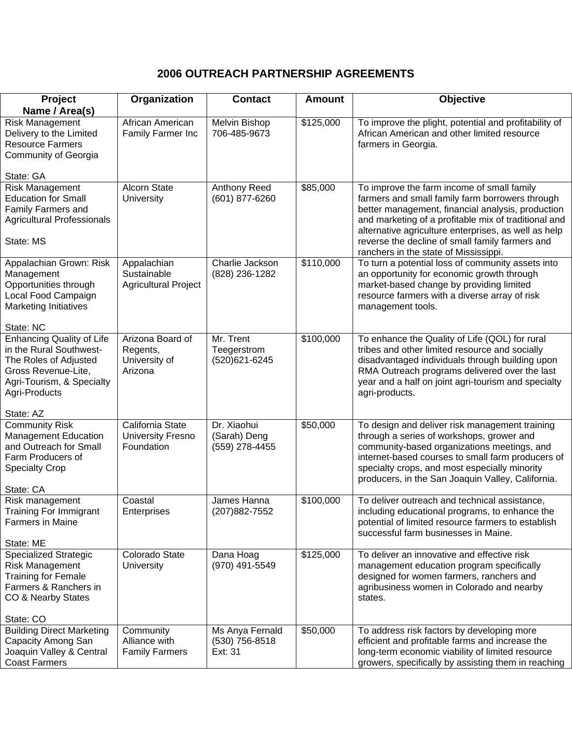# 2006 OUTREACH PARTNERSHIP AGREEMENTS

| Project Name / Area(s) | Organization | Contact | Amount | Objective |
|---|---|---|---|---|
| Risk Management Delivery to the Limited Resource Farmers Community of Georgia<br><br>State: GA | African American Family Farmer Inc | Melvin Bishop 706-485-9673 | $125,000 | To improve the plight, potential and profitability of African American and other limited resource farmers in Georgia. |
| Risk Management Education for Small Family Farmers and Agricultural Professionals<br><br>State: MS | Alcorn State University | Anthony Reed (601) 877-6260 | $85,000 | To improve the farm income of small family farmers and small family farm borrowers through better management, financial analysis, production and marketing of a profitable mix of traditional and alternative agriculture enterprises, as well as help reverse the decline of small family farmers and ranchers in the state of Mississippi. |
| Appalachian Grown: Risk Management Opportunities through Local Food Campaign Marketing Initiatives<br><br>State: NC | Appalachian Sustainable Agricultural Project | Charlie Jackson (828) 236-1282 | $110,000 | To turn a potential loss of community assets into an opportunity for economic growth through market-based change by providing limited resource farmers with a diverse array of risk management tools. |
| Enhancing Quality of Life in the Rural Southwest-The Roles of Adjusted Gross Revenue-Lite, Agri-Tourism, & Specialty Agri-Products<br><br>State: AZ | Arizona Board of Regents, University of Arizona | Mr. Trent Teegerstrom (520)621-6245 | $100,000 | To enhance the Quality of Life (QOL) for rural tribes and other limited resource and socially disadvantaged individuals through building upon RMA Outreach programs delivered over the last year and a half on joint agri-tourism and specialty agri-products. |
| Community Risk Management Education and Outreach for Small Farm Producers of Specialty Crop<br><br>State: CA | California State University Fresno Foundation | Dr. Xiaohui (Sarah) Deng (559) 278-4455 | $50,000 | To design and deliver risk management training through a series of workshops, grower and community-based organizations meetings, and internet-based courses to small farm producers of specialty crops, and most especially minority producers, in the San Joaquin Valley, California. |
| Risk management Training For Immigrant Farmers in Maine<br><br>State: ME | Coastal Enterprises | James Hanna (207)882-7552 | $100,000 | To deliver outreach and technical assistance, including educational programs, to enhance the potential of limited resource farmers to establish successful farm businesses in Maine. |
| Specialized Strategic Risk Management Training for Female Farmers & Ranchers in CO & Nearby States<br><br>State: CO | Colorado State University | Dana Hoag (970) 491-5549 | $125,000 | To deliver an innovative and effective risk management education program specifically designed for women farmers, ranchers and agribusiness women in Colorado and nearby states. |
| Building Direct Marketing Capacity Among San Joaquin Valley & Central Coast Farmers | Community Alliance with Family Farmers | Ms Anya Fernald (530) 756-8518 Ext: 31 | $50,000 | To address risk factors by developing more efficient and profitable farms and increase the long-term economic viability of limited resource growers, specifically by assisting them in reaching |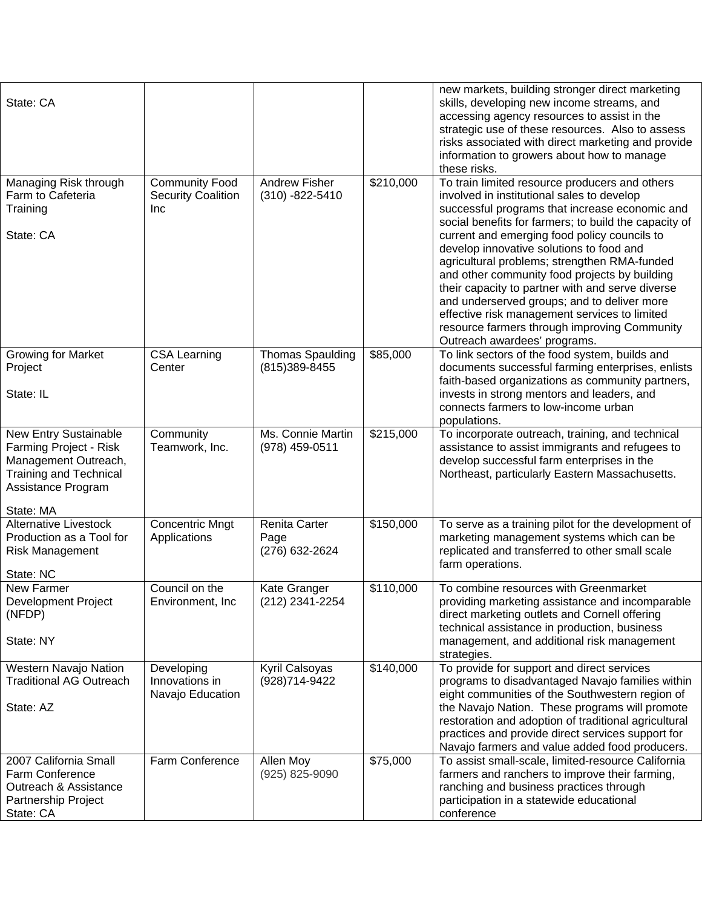| | | | | |
|---|---|---|---|---|
| State: CA | | | | new markets, building stronger direct marketing skills, developing new income streams, and accessing agency resources to assist in the strategic use of these resources. Also to assess risks associated with direct marketing and provide information to growers about how to manage these risks. |
| Managing Risk through Farm to Cafeteria Training<br><br>State: CA | Community Food Security Coalition Inc | Andrew Fisher (310) -822-5410 | $210,000 | To train limited resource producers and others involved in institutional sales to develop successful programs that increase economic and social benefits for farmers; to build the capacity of current and emerging food policy councils to develop innovative solutions to food and agricultural problems; strengthen RMA-funded and other community food projects by building their capacity to partner with and serve diverse and underserved groups; and to deliver more effective risk management services to limited resource farmers through improving Community Outreach awardees' programs. |
| Growing for Market Project<br><br>State: IL | CSA Learning Center | Thomas Spaulding (815)389-8455 | $85,000 | To link sectors of the food system, builds and documents successful farming enterprises, enlists faith-based organizations as community partners, invests in strong mentors and leaders, and connects farmers to low-income urban populations. |
| New Entry Sustainable Farming Project - Risk Management Outreach, Training and Technical Assistance Program<br><br>State: MA | Community Teamwork, Inc. | Ms. Connie Martin (978) 459-0511 | $215,000 | To incorporate outreach, training, and technical assistance to assist immigrants and refugees to develop successful farm enterprises in the Northeast, particularly Eastern Massachusetts. |
| Alternative Livestock Production as a Tool for Risk Management<br><br>State: NC | Concentric Mngt Applications | Renita Carter Page (276) 632-2624 | $150,000 | To serve as a training pilot for the development of marketing management systems which can be replicated and transferred to other small scale farm operations. |
| New Farmer Development Project (NFDP)<br><br>State: NY | Council on the Environment, Inc | Kate Granger (212) 2341-2254 | $110,000 | To combine resources with Greenmarket providing marketing assistance and incomparable direct marketing outlets and Cornell offering technical assistance in production, business management, and additional risk management strategies. |
| Western Navajo Nation Traditional AG Outreach<br><br>State: AZ | Developing Innovations in Navajo Education | Kyril Calsoyas (928)714-9422 | $140,000 | To provide for support and direct services programs to disadvantaged Navajo families within eight communities of the Southwestern region of the Navajo Nation. These programs will promote restoration and adoption of traditional agricultural practices and provide direct services support for Navajo farmers and value added food producers. |
| 2007 California Small Farm Conference Outreach & Assistance Partnership Project<br>State: CA | Farm Conference | Allen Moy (925) 825-9090 | $75,000 | To assist small-scale, limited-resource California farmers and ranchers to improve their farming, ranching and business practices through participation in a statewide educational conference |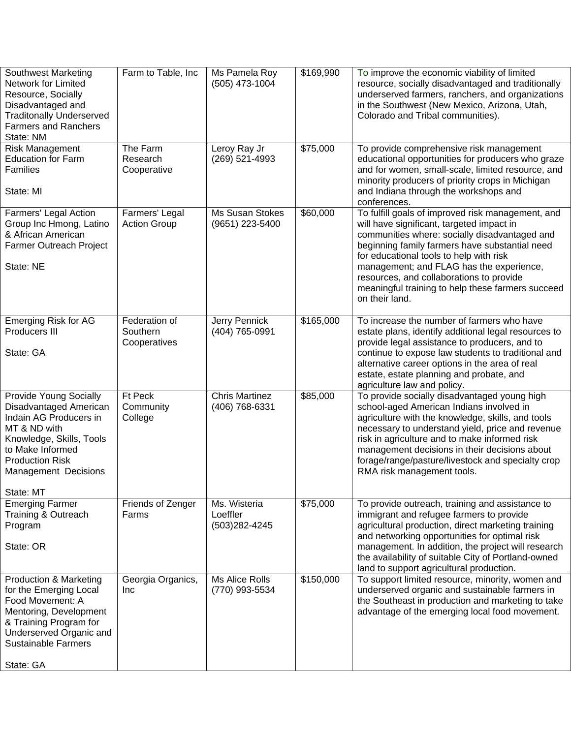| | | | | |
|---|---|---|---|---|
| Southwest Marketing Network for Limited Resource, Socially Disadvantaged and Traditonally Underserved Farmers and Ranchers<br>State: NM | Farm to Table, Inc | Ms Pamela Roy<br>(505) 473-1004 | $169,990 | To improve the economic viability of limited resource, socially disadvantaged and traditionally underserved farmers, ranchers, and organizations in the Southwest (New Mexico, Arizona, Utah, Colorado and Tribal communities). |
| Risk Management Education for Farm Families<br><br>State: MI | The Farm Research Cooperative | Leroy Ray Jr<br>(269) 521-4993 | $75,000 | To provide comprehensive risk management educational opportunities for producers who graze and for women, small-scale, limited resource, and minority producers of priority crops in Michigan and Indiana through the workshops and conferences. |
| Farmers' Legal Action Group Inc Hmong, Latino & African American Farmer Outreach Project<br><br>State: NE | Farmers' Legal Action Group | Ms Susan Stokes<br>(9651) 223-5400 | $60,000 | To fulfill goals of improved risk management, and will have significant, targeted impact in communities where: socially disadvantaged and beginning family farmers have substantial need for educational tools to help with risk management; and FLAG has the experience, resources, and collaborations to provide meaningful training to help these farmers succeed on their land. |
| Emerging Risk for AG Producers III<br><br>State: GA | Federation of Southern Cooperatives | Jerry Pennick<br>(404) 765-0991 | $165,000 | To increase the number of farmers who have estate plans, identify additional legal resources to provide legal assistance to producers, and to continue to expose law students to traditional and alternative career options in the area of real estate, estate planning and probate, and agriculture law and policy. |
| Provide Young Socially Disadvantaged American Indain AG Producers in MT & ND with Knowledge, Skills, Tools to Make Informed Production Risk Management Decisions<br><br>State: MT | Ft Peck Community College | Chris Martinez<br>(406) 768-6331 | $85,000 | To provide socially disadvantaged young high school-aged American Indians involved in agriculture with the knowledge, skills, and tools necessary to understand yield, price and revenue risk in agriculture and to make informed risk management decisions in their decisions about forage/range/pasture/livestock and specialty crop RMA risk management tools. |
| Emerging Farmer Training & Outreach Program<br><br>State: OR | Friends of Zenger Farms | Ms. Wisteria Loeffler<br>(503)282-4245 | $75,000 | To provide outreach, training and assistance to immigrant and refugee farmers to provide agricultural production, direct marketing training and networking opportunities for optimal risk management. In addition, the project will research the availability of suitable City of Portland-owned land to support agricultural production. |
| Production & Marketing for the Emerging Local Food Movement: A Mentoring, Development & Training Program for Underserved Organic and Sustainable Farmers<br><br>State: GA | Georgia Organics, Inc | Ms Alice Rolls<br>(770) 993-5534 | $150,000 | To support limited resource, minority, women and underserved organic and sustainable farmers in the Southeast in production and marketing to take advantage of the emerging local food movement. |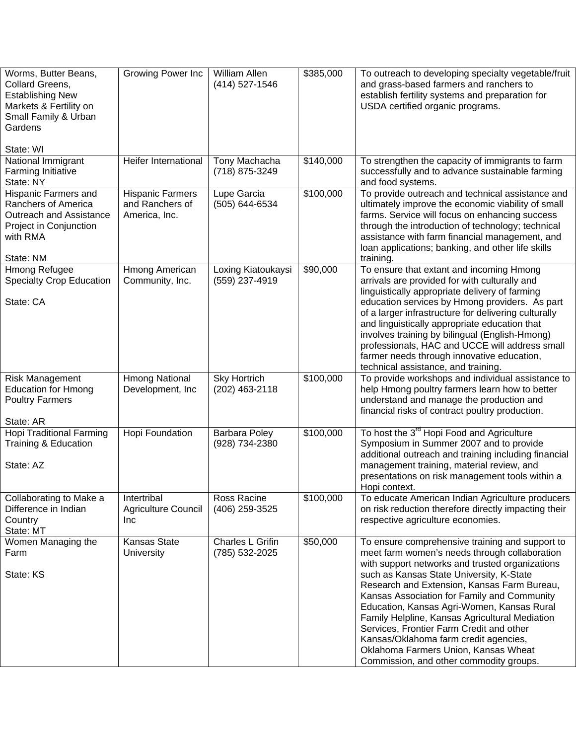| | | | | |
|---|---|---|---|---|
| Worms, Butter Beans, Collard Greens, Establishing New Markets & Fertility on Small Family & Urban Gardens<br><br>State: WI | Growing Power Inc | William Allen<br>(414) 527-1546 | $385,000 | To outreach to developing specialty vegetable/fruit and grass-based farmers and ranchers to establish fertility systems and preparation for USDA certified organic programs. |
| National Immigrant Farming Initiative<br>State: NY | Heifer International | Tony Machacha<br>(718) 875-3249 | $140,000 | To strengthen the capacity of immigrants to farm successfully and to advance sustainable farming and food systems. |
| Hispanic Farmers and Ranchers of America Outreach and Assistance Project in Conjunction with RMA<br><br>State: NM | Hispanic Farmers and Ranchers of America, Inc. | Lupe Garcia<br>(505) 644-6534 | $100,000 | To provide outreach and technical assistance and ultimately improve the economic viability of small farms. Service will focus on enhancing success through the introduction of technology; technical assistance with farm financial management, and loan applications; banking, and other life skills training. |
| Hmong Refugee Specialty Crop Education<br><br>State: CA | Hmong American Community, Inc. | Loxing Kiatoukaysi<br>(559) 237-4919 | $90,000 | To ensure that extant and incoming Hmong arrivals are provided for with culturally and linguistically appropriate delivery of farming education services by Hmong providers. As part of a larger infrastructure for delivering culturally and linguistically appropriate education that involves training by bilingual (English-Hmong) professionals, HAC and UCCE will address small farmer needs through innovative education, technical assistance, and training. |
| Risk Management Education for Hmong Poultry Farmers<br><br>State: AR | Hmong National Development, Inc | Sky Hortrich<br>(202) 463-2118 | $100,000 | To provide workshops and individual assistance to help Hmong poultry farmers learn how to better understand and manage the production and financial risks of contract poultry production. |
| Hopi Traditional Farming Training & Education<br><br>State: AZ | Hopi Foundation | Barbara Poley<br>(928) 734-2380 | $100,000 | To host the 3rd Hopi Food and Agriculture Symposium in Summer 2007 and to provide additional outreach and training including financial management training, material review, and presentations on risk management tools within a Hopi context. |
| Collaborating to Make a Difference in Indian Country<br>State: MT | Intertribal Agriculture Council Inc | Ross Racine<br>(406) 259-3525 | $100,000 | To educate American Indian Agriculture producers on risk reduction therefore directly impacting their respective agriculture economies. |
| Women Managing the Farm<br><br>State: KS | Kansas State University | Charles L Grifin<br>(785) 532-2025 | $50,000 | To ensure comprehensive training and support to meet farm women's needs through collaboration with support networks and trusted organizations such as Kansas State University, K-State Research and Extension, Kansas Farm Bureau, Kansas Association for Family and Community Education, Kansas Agri-Women, Kansas Rural Family Helpline, Kansas Agricultural Mediation Services, Frontier Farm Credit and other Kansas/Oklahoma farm credit agencies, Oklahoma Farmers Union, Kansas Wheat Commission, and other commodity groups. |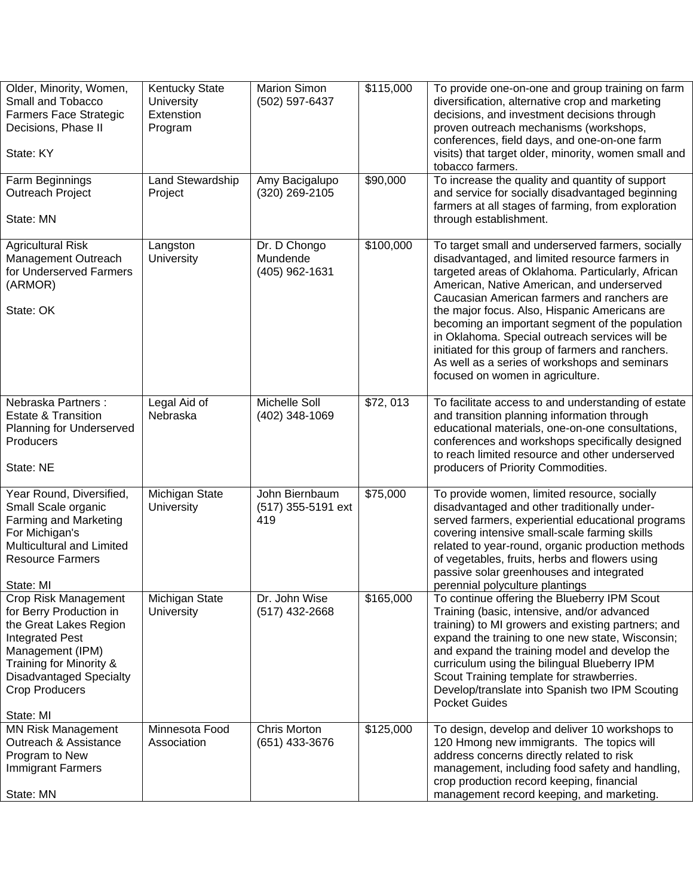| | | | | |
|---|---|---|---|---|
| Older, Minority, Women, Small and Tobacco Farmers Face Strategic Decisions, Phase II<br><br>State: KY | Kentucky State University Extenstion Program | Marion Simon<br>(502) 597-6437 | $115,000 | To provide one-on-one and group training on farm diversification, alternative crop and marketing decisions, and investment decisions through proven outreach mechanisms (workshops, conferences, field days, and one-on-one farm visits) that target older, minority, women small and tobacco farmers. |
| Farm Beginnings Outreach Project<br><br>State: MN | Land Stewardship Project | Amy Bacigalupo<br>(320) 269-2105 | $90,000 | To increase the quality and quantity of support and service for socially disadvantaged beginning farmers at all stages of farming, from exploration through establishment. |
| Agricultural Risk Management Outreach for Underserved Farmers (ARMOR)<br><br>State: OK | Langston University | Dr. D Chongo Mundende<br>(405) 962-1631 | $100,000 | To target small and underserved farmers, socially disadvantaged, and limited resource farmers in targeted areas of Oklahoma. Particularly, African American, Native American, and underserved Caucasian American farmers and ranchers are the major focus. Also, Hispanic Americans are becoming an important segment of the population in Oklahoma. Special outreach services will be initiated for this group of farmers and ranchers. As well as a series of workshops and seminars focused on women in agriculture. |
| Nebraska Partners : Estate & Transition Planning for Underserved Producers<br><br>State: NE | Legal Aid of Nebraska | Michelle Soll<br>(402) 348-1069 | $72, 013 | To facilitate access to and understanding of estate and transition planning information through educational materials, one-on-one consultations, conferences and workshops specifically designed to reach limited resource and other underserved producers of Priority Commodities. |
| Year Round, Diversified, Small Scale organic Farming and Marketing For Michigan's Multicultural and Limited Resource Farmers<br><br>State: MI | Michigan State University | John Biernbaum<br>(517) 355-5191 ext 419 | $75,000 | To provide women, limited resource, socially disadvantaged and other traditionally under-served farmers, experiential educational programs covering intensive small-scale farming skills related to year-round, organic production methods of vegetables, fruits, herbs and flowers using passive solar greenhouses and integrated perennial polyculture plantings |
| Crop Risk Management for Berry Production in the Great Lakes Region Integrated Pest Management (IPM) Training for Minority & Disadvantaged Specialty Crop Producers<br><br>State: MI | Michigan State University | Dr. John Wise<br>(517) 432-2668 | $165,000 | To continue offering the Blueberry IPM Scout Training (basic, intensive, and/or advanced training) to MI growers and existing partners; and expand the training to one new state, Wisconsin; and expand the training model and develop the curriculum using the bilingual Blueberry IPM Scout Training template for strawberries. Develop/translate into Spanish two IPM Scouting Pocket Guides |
| MN Risk Management Outreach & Assistance Program to New Immigrant Farmers<br><br>State: MN | Minnesota Food Association | Chris Morton<br>(651) 433-3676 | $125,000 | To design, develop and deliver 10 workshops to 120 Hmong new immigrants. The topics will address concerns directly related to risk management, including food safety and handling, crop production record keeping, financial management record keeping, and marketing. |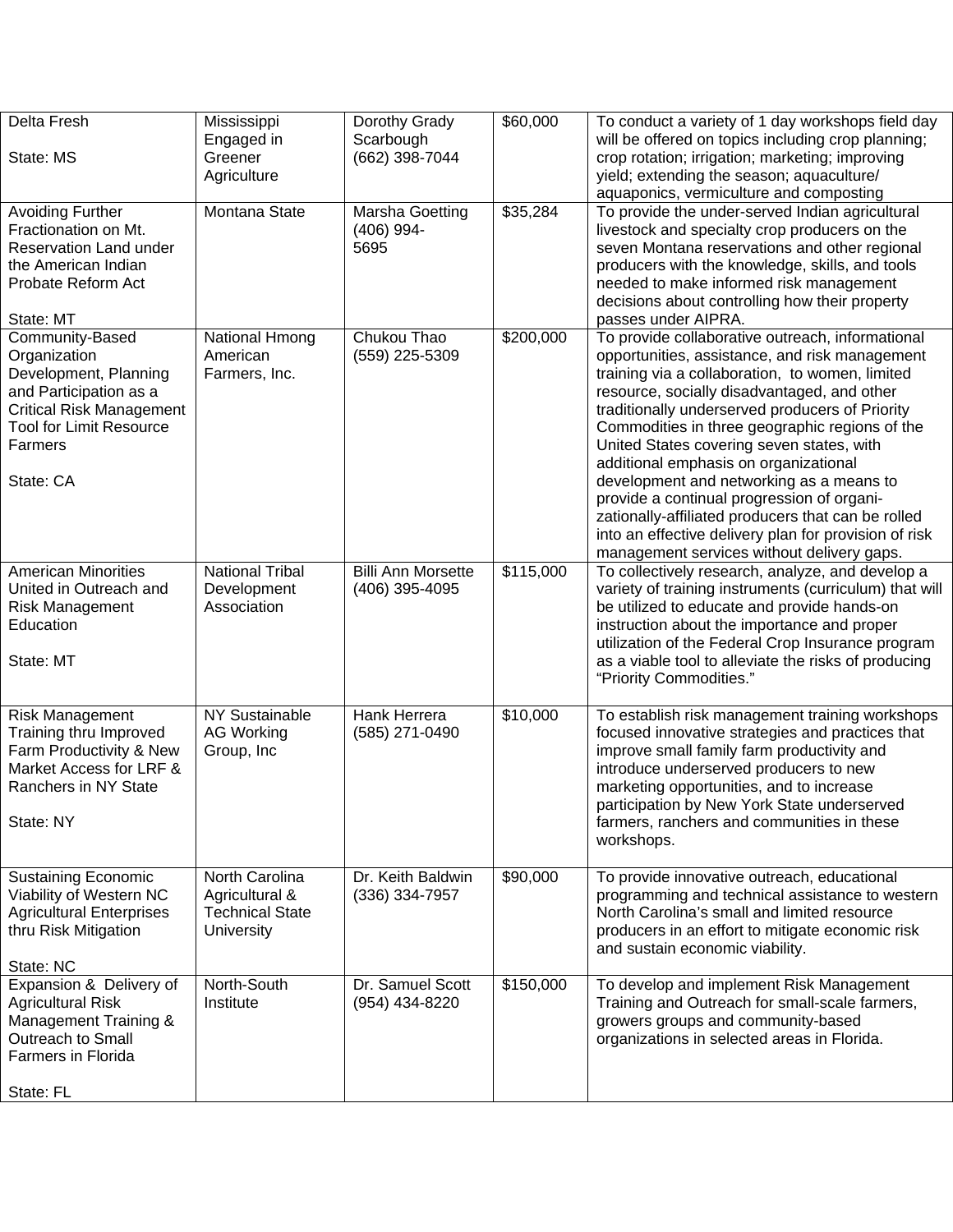| | | | | |
|---|---|---|---|---|
| Delta Fresh<br><br>State: MS | Mississippi Engaged in Greener Agriculture | Dorothy Grady Scarbough<br>(662) 398-7044 | $60,000 | To conduct a variety of 1 day workshops field day will be offered on topics including crop planning; crop rotation; irrigation; marketing; improving yield; extending the season; aquaculture/ aquaponics, vermiculture and composting |
| Avoiding Further Fractionation on Mt. Reservation Land under the American Indian Probate Reform Act<br><br>State: MT | Montana State | Marsha Goetting<br>(406) 994-5695 | $35,284 | To provide the under-served Indian agricultural livestock and specialty crop producers on the seven Montana reservations and other regional producers with the knowledge, skills, and tools needed to make informed risk management decisions about controlling how their property passes under AIPRA. |
| Community-Based Organization Development, Planning and Participation as a Critical Risk Management Tool for Limit Resource Farmers<br><br>State: CA | National Hmong American Farmers, Inc. | Chukou Thao<br>(559) 225-5309 | $200,000 | To provide collaborative outreach, informational opportunities, assistance, and risk management training via a collaboration, to women, limited resource, socially disadvantaged, and other traditionally underserved producers of Priority Commodities in three geographic regions of the United States covering seven states, with additional emphasis on organizational development and networking as a means to provide a continual progression of organizationally-affiliated producers that can be rolled into an effective delivery plan for provision of risk management services without delivery gaps. |
| American Minorities United in Outreach and Risk Management Education<br><br>State: MT | National Tribal Development Association | Billi Ann Morsette<br>(406) 395-4095 | $115,000 | To collectively research, analyze, and develop a variety of training instruments (curriculum) that will be utilized to educate and provide hands-on instruction about the importance and proper utilization of the Federal Crop Insurance program as a viable tool to alleviate the risks of producing "Priority Commodities." |
| Risk Management Training thru Improved Farm Productivity & New Market Access for LRF & Ranchers in NY State<br><br>State: NY | NY Sustainable AG Working Group, Inc | Hank Herrera<br>(585) 271-0490 | $10,000 | To establish risk management training workshops focused innovative strategies and practices that improve small family farm productivity and introduce underserved producers to new marketing opportunities, and to increase participation by New York State underserved farmers, ranchers and communities in these workshops. |
| Sustaining Economic Viability of Western NC Agricultural Enterprises thru Risk Mitigation<br><br>State: NC | North Carolina Agricultural & Technical State University | Dr. Keith Baldwin<br>(336) 334-7957 | $90,000 | To provide innovative outreach, educational programming and technical assistance to western North Carolina's small and limited resource producers in an effort to mitigate economic risk and sustain economic viability. |
| Expansion & Delivery of Agricultural Risk Management Training & Outreach to Small Farmers in Florida<br><br>State: FL | North-South Institute | Dr. Samuel Scott<br>(954) 434-8220 | $150,000 | To develop and implement Risk Management Training and Outreach for small-scale farmers, growers groups and community-based organizations in selected areas in Florida. |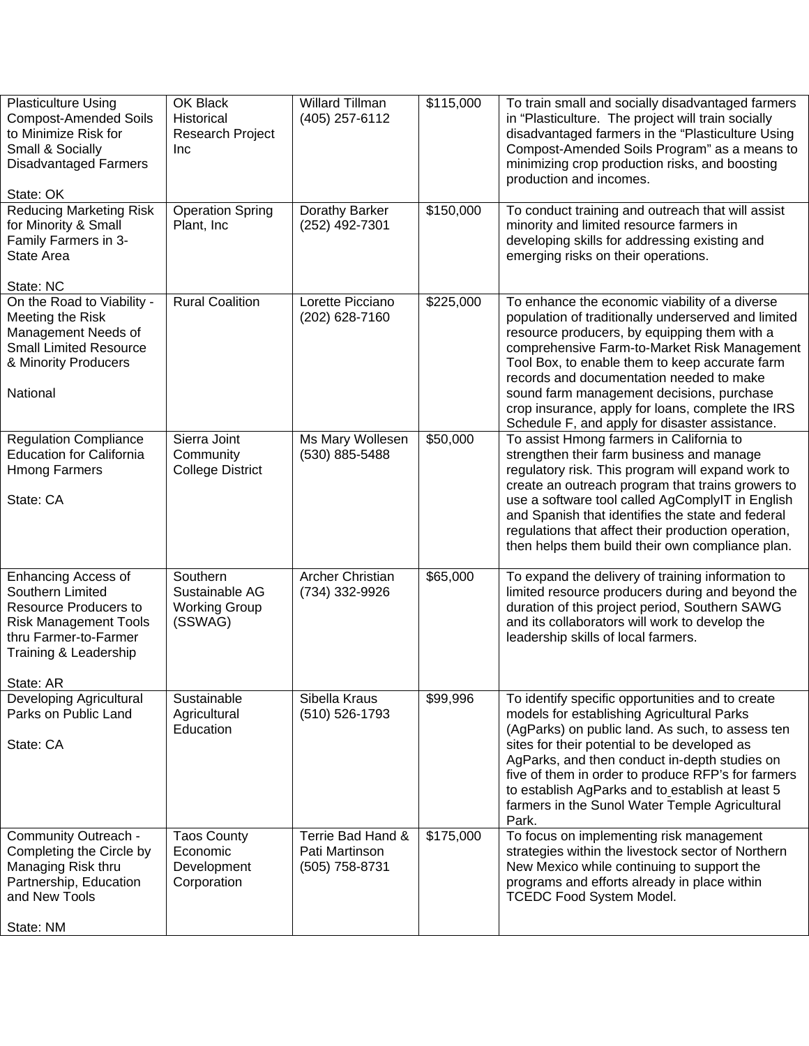| | | | | |
|---|---|---|---|---|
| Plasticulture Using Compost-Amended Soils to Minimize Risk for Small & Socially Disadvantaged Farmers<br><br>State: OK | OK Black Historical Research Project Inc | Willard Tillman (405) 257-6112 | $115,000 | To train small and socially disadvantaged farmers in "Plasticulture. The project will train socially disadvantaged farmers in the "Plasticulture Using Compost-Amended Soils Program" as a means to minimizing crop production risks, and boosting production and incomes. |
| Reducing Marketing Risk for Minority & Small Family Farmers in 3-State Area<br><br>State: NC | Operation Spring Plant, Inc | Dorathy Barker (252) 492-7301 | $150,000 | To conduct training and outreach that will assist minority and limited resource farmers in developing skills for addressing existing and emerging risks on their operations. |
| On the Road to Viability - Meeting the Risk Management Needs of Small Limited Resource & Minority Producers<br><br>National | Rural Coalition | Lorette Picciano (202) 628-7160 | $225,000 | To enhance the economic viability of a diverse population of traditionally underserved and limited resource producers, by equipping them with a comprehensive Farm-to-Market Risk Management Tool Box, to enable them to keep accurate farm records and documentation needed to make sound farm management decisions, purchase crop insurance, apply for loans, complete the IRS Schedule F, and apply for disaster assistance. |
| Regulation Compliance Education for California Hmong Farmers<br><br>State: CA | Sierra Joint Community College District | Ms Mary Wollesen (530) 885-5488 | $50,000 | To assist Hmong farmers in California to strengthen their farm business and manage regulatory risk. This program will expand work to create an outreach program that trains growers to use a software tool called AgComplyIT in English and Spanish that identifies the state and federal regulations that affect their production operation, then helps them build their own compliance plan. |
| Enhancing Access of Southern Limited Resource Producers to Risk Management Tools thru Farmer-to-Farmer Training & Leadership<br><br>State: AR | Southern Sustainable AG Working Group (SSWAG) | Archer Christian (734) 332-9926 | $65,000 | To expand the delivery of training information to limited resource producers during and beyond the duration of this project period, Southern SAWG and its collaborators will work to develop the leadership skills of local farmers. |
| Developing Agricultural Parks on Public Land<br><br>State: CA | Sustainable Agricultural Education | Sibella Kraus (510) 526-1793 | $99,996 | To identify specific opportunities and to create models for establishing Agricultural Parks (AgParks) on public land. As such, to assess ten sites for their potential to be developed as AgParks, and then conduct in-depth studies on five of them in order to produce RFP's for farmers to establish AgParks and to establish at least 5 farmers in the Sunol Water Temple Agricultural Park. |
| Community Outreach - Completing the Circle by Managing Risk thru Partnership, Education and New Tools<br><br>State: NM | Taos County Economic Development Corporation | Terrie Bad Hand & Pati Martinson (505) 758-8731 | $175,000 | To focus on implementing risk management strategies within the livestock sector of Northern New Mexico while continuing to support the programs and efforts already in place within TCEDC Food System Model. |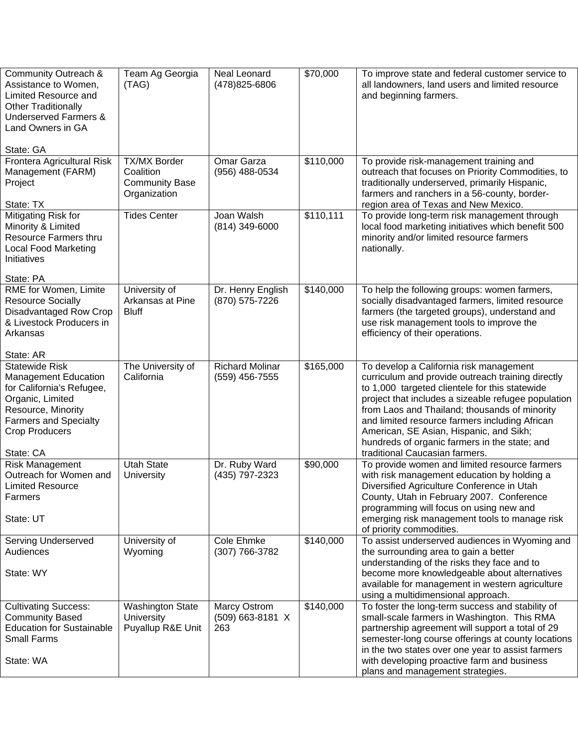| | | | | |
|---|---|---|---|---|
| Community Outreach & Assistance to Women, Limited Resource and Other Traditionally Underserved Farmers & Land Owners in GA<br><br>State: GA | Team Ag Georgia (TAG) | Neal Leonard (478)825-6806 | $70,000 | To improve state and federal customer service to all landowners, land users and limited resource and beginning farmers. |
| Frontera Agricultural Risk Management (FARM) Project<br><br>State: TX | TX/MX Border Coalition Community Base Organization | Omar Garza (956) 488-0534 | $110,000 | To provide risk-management training and outreach that focuses on Priority Commodities, to traditionally underserved, primarily Hispanic, farmers and ranchers in a 56-county, border-region area of Texas and New Mexico. |
| Mitigating Risk for Minority & Limited Resource Farmers thru Local Food Marketing Initiatives<br><br>State: PA | Tides Center | Joan Walsh (814) 349-6000 | $110,111 | To provide long-term risk management through local food marketing initiatives which benefit 500 minority and/or limited resource farmers nationally. |
| RME for Women, Limite Resource Socially Disadvantaged Row Crop & Livestock Producers in Arkansas<br><br>State: AR | University of Arkansas at Pine Bluff | Dr. Henry English (870) 575-7226 | $140,000 | To help the following groups: women farmers, socially disadvantaged farmers, limited resource farmers (the targeted groups), understand and use risk management tools to improve the efficiency of their operations. |
| Statewide Risk Management Education for California's Refugee, Organic, Limited Resource, Minority Farmers and Specialty Crop Producers<br><br>State: CA | The University of California | Richard Molinar (559) 456-7555 | $165,000 | To develop a California risk management curriculum and provide outreach training directly to 1,000 targeted clientele for this statewide project that includes a sizeable refugee population from Laos and Thailand; thousands of minority and limited resource farmers including African American, SE Asian, Hispanic, and Sikh; hundreds of organic farmers in the state; and traditional Caucasian farmers. |
| Risk Management Outreach for Women and Limited Resource Farmers<br><br>State: UT | Utah State University | Dr. Ruby Ward (435) 797-2323 | $90,000 | To provide women and limited resource farmers with risk management education by holding a Diversified Agriculture Conference in Utah County, Utah in February 2007. Conference programming will focus on using new and emerging risk management tools to manage risk of priority commodities. |
| Serving Underserved Audiences<br><br>State: WY | University of Wyoming | Cole Ehmke (307) 766-3782 | $140,000 | To assist underserved audiences in Wyoming and the surrounding area to gain a better understanding of the risks they face and to become more knowledgeable about alternatives available for management in western agriculture using a multidimensional approach. |
| Cultivating Success: Community Based Education for Sustainable Small Farms<br><br>State: WA | Washington State University Puyallup R&E Unit | Marcy Ostrom (509) 663-8181 X 263 | $140,000 | To foster the long-term success and stability of small-scale farmers in Washington. This RMA partnership agreement will support a total of 29 semester-long course offerings at county locations in the two states over one year to assist farmers with developing proactive farm and business plans and management strategies. |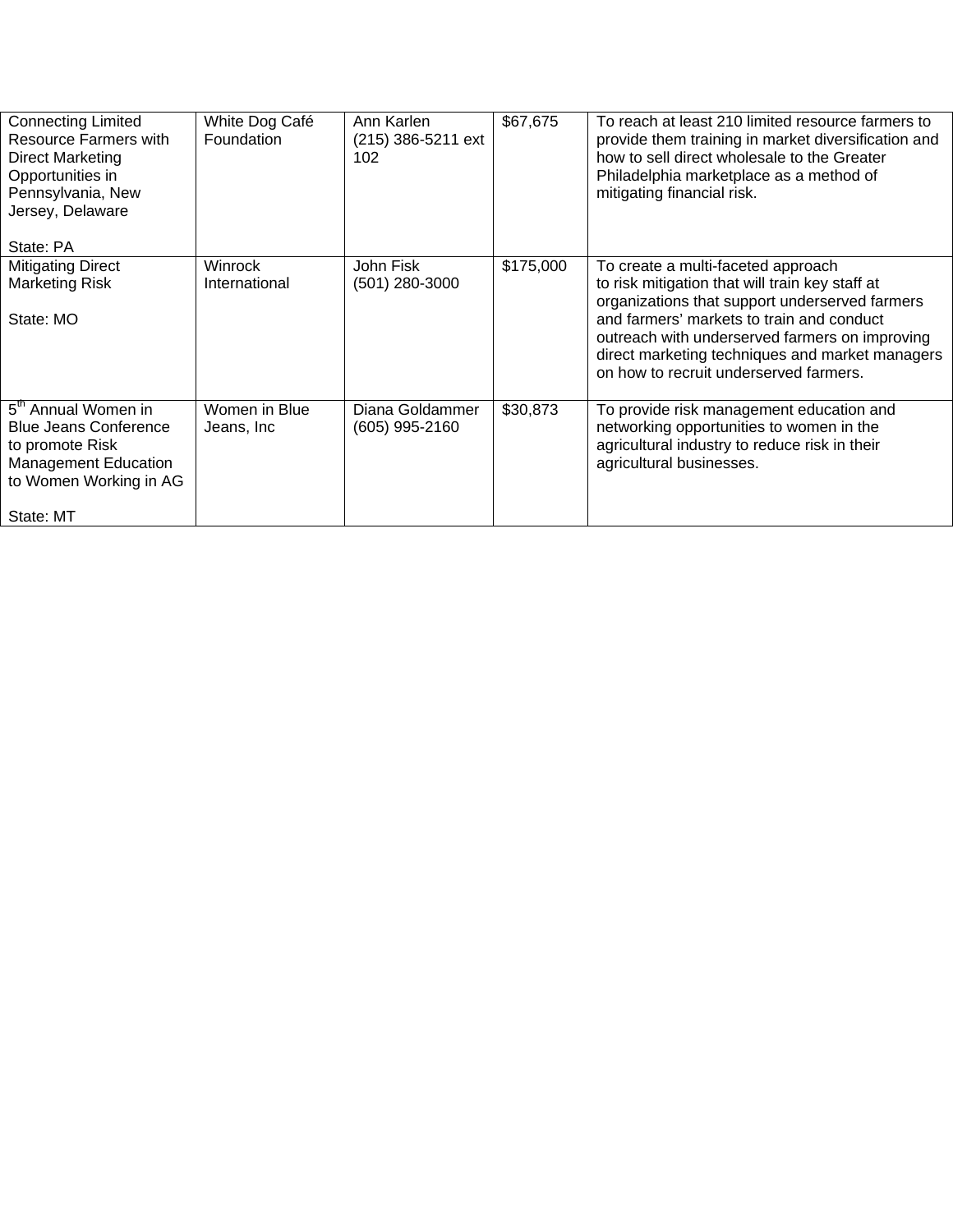| | | | | |
|---|---|---|---|---|
| Connecting Limited Resource Farmers with Direct Marketing Opportunities in Pennsylvania, New Jersey, Delaware<br><br>State: PA | White Dog Café Foundation | Ann Karlen<br>(215) 386-5211 ext 102 | $67,675 | To reach at least 210 limited resource farmers to provide them training in market diversification and how to sell direct wholesale to the Greater Philadelphia marketplace as a method of mitigating financial risk. |
| Mitigating Direct Marketing Risk<br><br>State: MO | Winrock International | John Fisk<br>(501) 280-3000 | $175,000 | To create a multi-faceted approach to risk mitigation that will train key staff at organizations that support underserved farmers and farmers' markets to train and conduct outreach with underserved farmers on improving direct marketing techniques and market managers on how to recruit underserved farmers. |
| 5th Annual Women in Blue Jeans Conference to promote Risk Management Education to Women Working in AG<br><br>State: MT | Women in Blue Jeans, Inc | Diana Goldammer<br>(605) 995-2160 | $30,873 | To provide risk management education and networking opportunities to women in the agricultural industry to reduce risk in their agricultural businesses. |